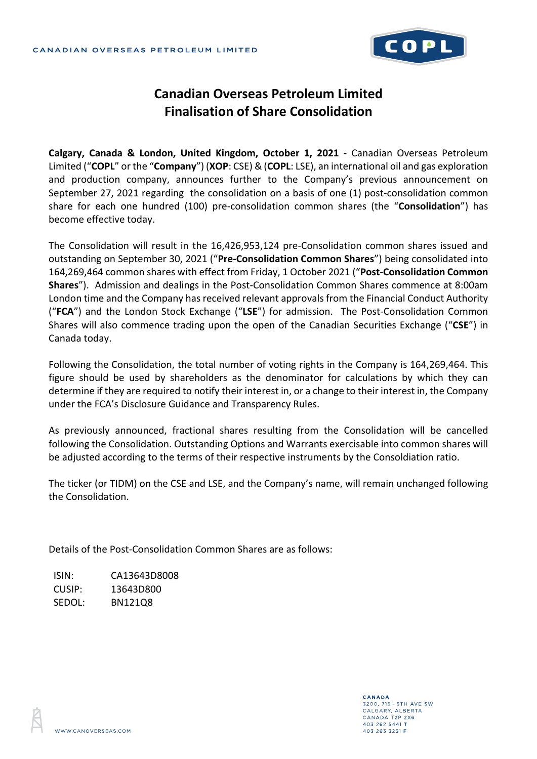# Canadian Overseas Petroleum Limited
## Finalisation of Share Consolidation

**Calgary, Canada & London, United Kingdom, October 1, 2021** - Canadian Overseas Petroleum Limited ("**COPL**" or the "**Company**") (**XOP**: CSE) & (**COPL**: LSE), an international oil and gas exploration and production company, announces further to the Company's previous announcement on September 27, 2021 regarding the consolidation on a basis of one (1) post-consolidation common share for each one hundred (100) pre-consolidation common shares (the "**Consolidation**") has become effective today.

The Consolidation will result in the 16,426,953,124 pre-Consolidation common shares issued and outstanding on September 30, 2021 ("**Pre-Consolidation Common Shares**") being consolidated into 164,269,464 common shares with effect from Friday, 1 October 2021 ("**Post-Consolidation Common Shares**"). Admission and dealings in the Post-Consolidation Common Shares commence at 8:00am London time and the Company has received relevant approvals from the Financial Conduct Authority ("**FCA**") and the London Stock Exchange ("**LSE**") for admission. The Post-Consolidation Common Shares will also commence trading upon the open of the Canadian Securities Exchange ("**CSE**") in Canada today.

Following the Consolidation, the total number of voting rights in the Company is 164,269,464. This figure should be used by shareholders as the denominator for calculations by which they can determine if they are required to notify their interest in, or a change to their interest in, the Company under the FCA's Disclosure Guidance and Transparency Rules.

As previously announced, fractional shares resulting from the Consolidation will be cancelled following the Consolidation. Outstanding Options and Warrants exercisable into common shares will be adjusted according to the terms of their respective instruments by the Consoldiation ratio.

The ticker (or TIDM) on the CSE and LSE, and the Company's name, will remain unchanged following the Consolidation.

Details of the Post-Consolidation Common Shares are as follows:

| | |
|---|---|
| ISIN: | CA13643D8008 |
| CUSIP: | 13643D800 |
| SEDOL: | BN121Q8 |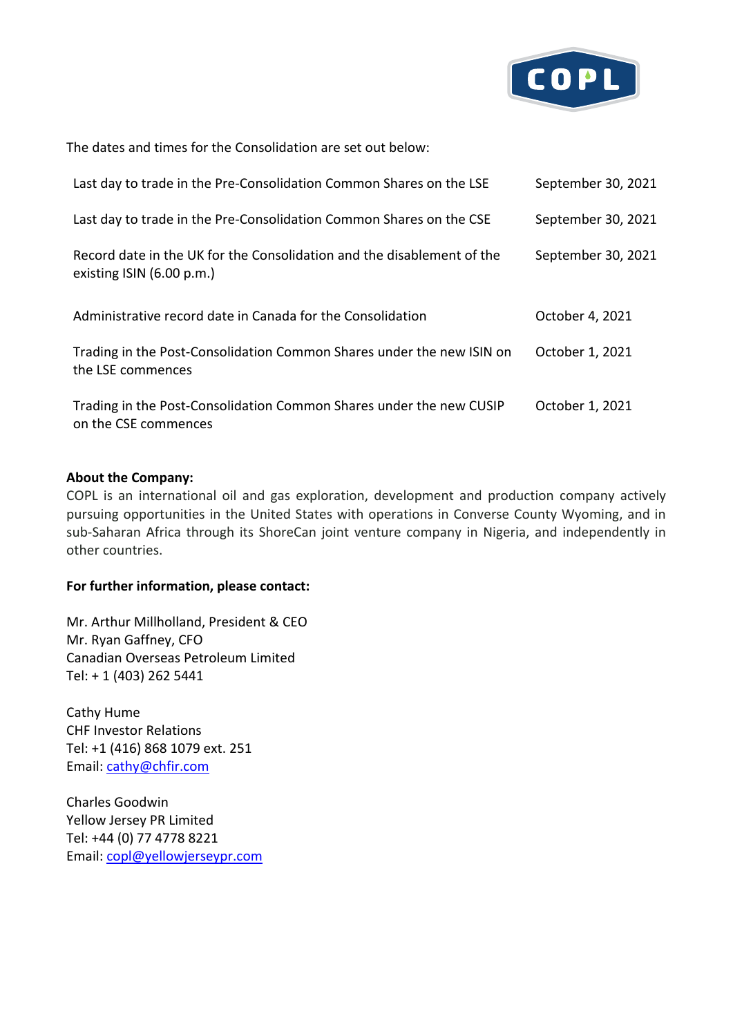The dates and times for the Consolidation are set out below:

| | |
|---|---|
| Last day to trade in the Pre-Consolidation Common Shares on the LSE | September 30, 2021 |
| Last day to trade in the Pre-Consolidation Common Shares on the CSE | September 30, 2021 |
| Record date in the UK for the Consolidation and the disablement of the existing ISIN (6.00 p.m.) | September 30, 2021 |
| Administrative record date in Canada for the Consolidation | October 4, 2021 |
| Trading in the Post-Consolidation Common Shares under the new ISIN on the LSE commences | October 1, 2021 |
| Trading in the Post-Consolidation Common Shares under the new CUSIP on the CSE commences | October 1, 2021 |

**About the Company:**

COPL is an international oil and gas exploration, development and production company actively pursuing opportunities in the United States with operations in Converse County Wyoming, and in sub-Saharan Africa through its ShoreCan joint venture company in Nigeria, and independently in other countries.

**For further information, please contact:**

Mr. Arthur Millholland, President & CEO
Mr. Ryan Gaffney, CFO
Canadian Overseas Petroleum Limited
Tel: + 1 (403) 262 5441

Cathy Hume
CHF Investor Relations
Tel: +1 (416) 868 1079 ext. 251
Email: cathy@chfir.com

Charles Goodwin
Yellow Jersey PR Limited
Tel: +44 (0) 77 4778 8221
Email: copl@yellowjerseypr.com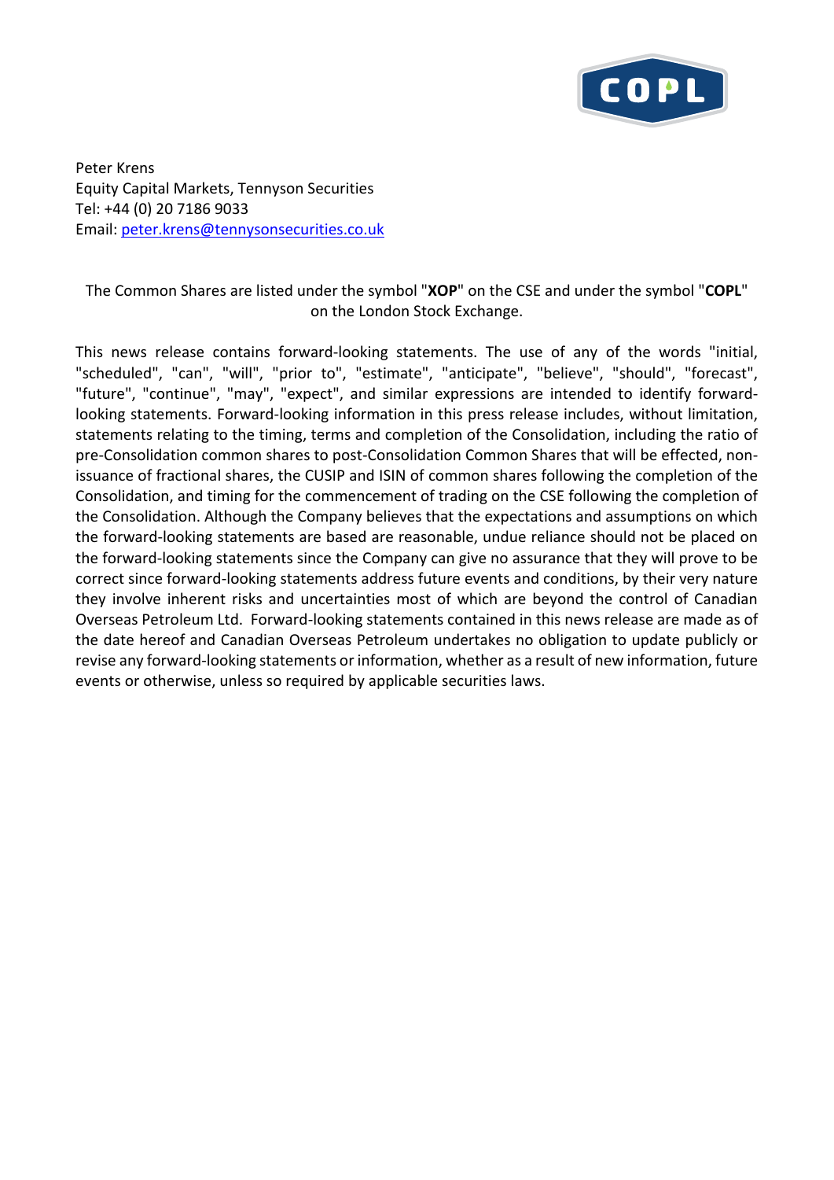Peter Krens
Equity Capital Markets, Tennyson Securities
Tel: +44 (0) 20 7186 9033
Email: [peter.krens@tennysonsecurities.co.uk](mailto:peter.krens@tennysonsecurities.co.uk)

The Common Shares are listed under the symbol "**XOP**" on the CSE and under the symbol "**COPL**" on the London Stock Exchange.

This news release contains forward-looking statements. The use of any of the words "initial, "scheduled", "can", "will", "prior to", "estimate", "anticipate", "believe", "should", "forecast", "future", "continue", "may", "expect", and similar expressions are intended to identify forward-looking statements. Forward-looking information in this press release includes, without limitation, statements relating to the timing, terms and completion of the Consolidation, including the ratio of pre-Consolidation common shares to post-Consolidation Common Shares that will be effected, non-issuance of fractional shares, the CUSIP and ISIN of common shares following the completion of the Consolidation, and timing for the commencement of trading on the CSE following the completion of the Consolidation. Although the Company believes that the expectations and assumptions on which the forward-looking statements are based are reasonable, undue reliance should not be placed on the forward-looking statements since the Company can give no assurance that they will prove to be correct since forward-looking statements address future events and conditions, by their very nature they involve inherent risks and uncertainties most of which are beyond the control of Canadian Overseas Petroleum Ltd. Forward-looking statements contained in this news release are made as of the date hereof and Canadian Overseas Petroleum undertakes no obligation to update publicly or revise any forward-looking statements or information, whether as a result of new information, future events or otherwise, unless so required by applicable securities laws.